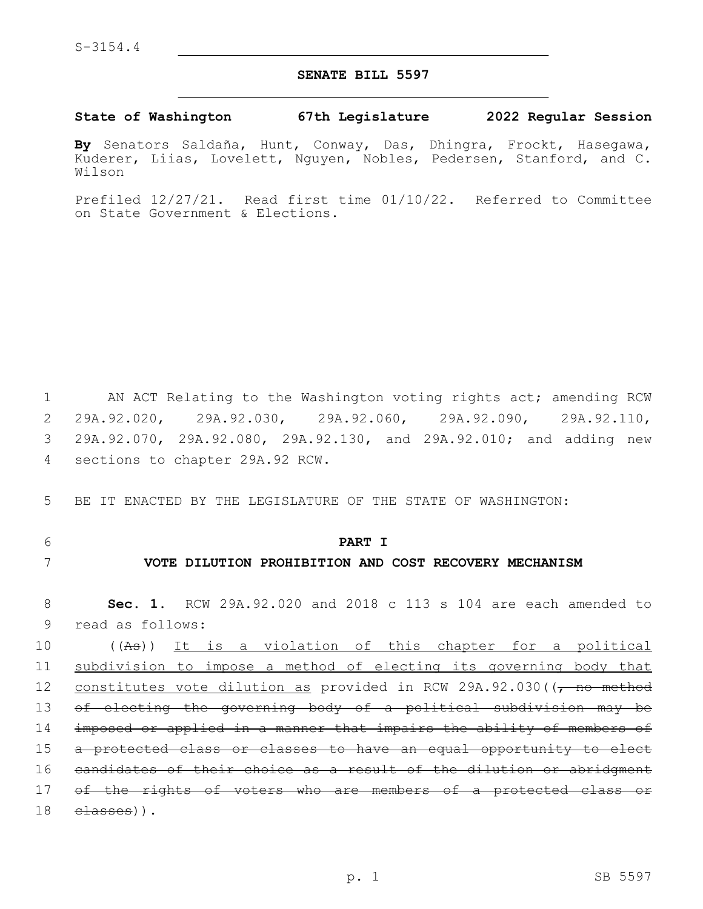S-3154.4

## SENATE BILL 5597

**State of Washington 67th Legislature 2022 Regular Session**

**By** Senators Saldaña, Hunt, Conway, Das, Dhingra, Frockt, Hasegawa, Kuderer, Liias, Lovelett, Nguyen, Nobles, Pedersen, Stanford, and C. Wilson

Prefiled 12/27/21. Read first time 01/10/22. Referred to Committee on State Government & Elections.

AN ACT Relating to the Washington voting rights act; amending RCW 29A.92.020, 29A.92.030, 29A.92.060, 29A.92.090, 29A.92.110, 29A.92.070, 29A.92.080, 29A.92.130, and 29A.92.010; and adding new sections to chapter 29A.92 RCW.

BE IT ENACTED BY THE LEGISLATURE OF THE STATE OF WASHINGTON:

**PART I**

**VOTE DILUTION PROHIBITION AND COST RECOVERY MECHANISM**

**Sec. 1.** RCW 29A.92.020 and 2018 c 113 s 104 are each amended to read as follows:

((~~As~~)) <u>It is a violation of this chapter for a political subdivision to impose a method of electing its governing body that constitutes vote dilution as</u> provided in RCW 29A.92.030((~~, no method of electing the governing body of a political subdivision may be imposed or applied in a manner that impairs the ability of members of a protected class or classes to have an equal opportunity to elect candidates of their choice as a result of the dilution or abridgment of the rights of voters who are members of a protected class or classes~~)).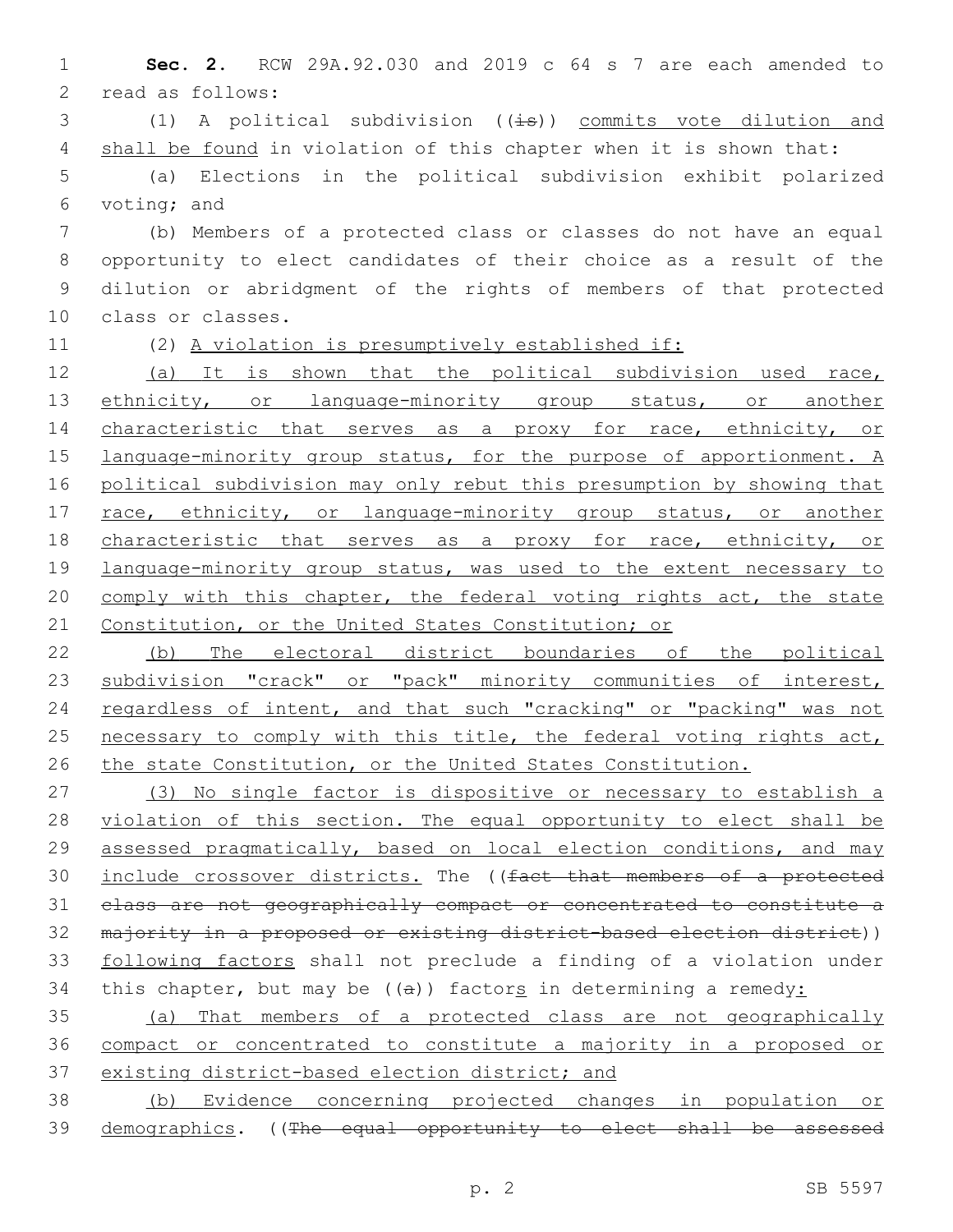**Sec. 2.** RCW 29A.92.030 and 2019 c 64 s 7 are each amended to read as follows:

(1) A political subdivision ((~~is~~)) <u>commits vote dilution and shall be found</u> in violation of this chapter when it is shown that:

(a) Elections in the political subdivision exhibit polarized voting; and

(b) Members of a protected class or classes do not have an equal opportunity to elect candidates of their choice as a result of the dilution or abridgment of the rights of members of that protected class or classes.

(2) <u>A violation is presumptively established if:</u>

<u>(a) It is shown that the political subdivision used race, ethnicity, or language-minority group status, or another characteristic that serves as a proxy for race, ethnicity, or language-minority group status, for the purpose of apportionment. A political subdivision may only rebut this presumption by showing that race, ethnicity, or language-minority group status, or another characteristic that serves as a proxy for race, ethnicity, or language-minority group status, was used to the extent necessary to comply with this chapter, the federal voting rights act, the state Constitution, or the United States Constitution; or</u>

<u>(b) The electoral district boundaries of the political subdivision "crack" or "pack" minority communities of interest, regardless of intent, and that such "cracking" or "packing" was not necessary to comply with this title, the federal voting rights act, the state Constitution, or the United States Constitution.</u>

<u>(3) No single factor is dispositive or necessary to establish a violation of this section. The equal opportunity to elect shall be assessed pragmatically, based on local election conditions, and may include crossover districts.</u> The ((~~fact that members of a protected class are not geographically compact or concentrated to constitute a majority in a proposed or existing district-based election district~~)) <u>following factors</u> shall not preclude a finding of a violation under this chapter, but may be ((~~a~~)) factor<u>s</u> in determining a remedy<u>:</u>

<u>(a) That members of a protected class are not geographically compact or concentrated to constitute a majority in a proposed or existing district-based election district; and</u>

<u>(b) Evidence concerning projected changes in population or demographics</u>. ((~~The equal opportunity to elect shall be assessed~~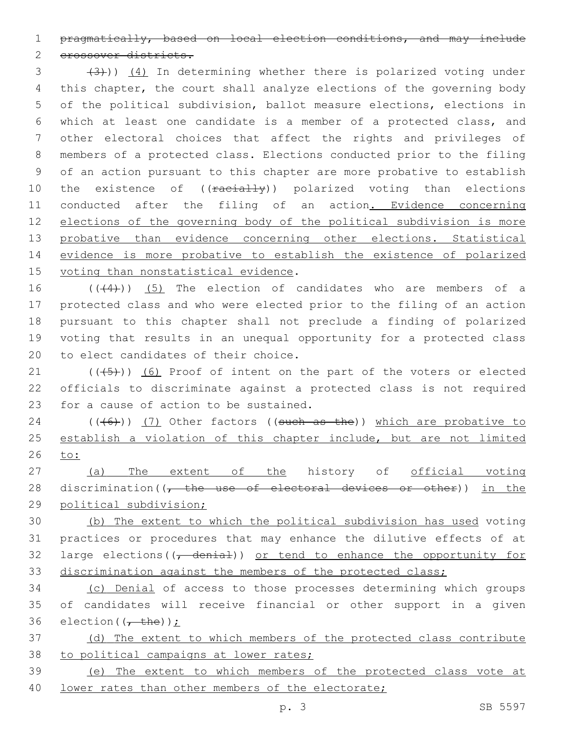~~pragmatically, based on local election conditions, and may include crossover districts.~~

((~~(3)~~)) <u>(4)</u> In determining whether there is polarized voting under this chapter, the court shall analyze elections of the governing body of the political subdivision, ballot measure elections, elections in which at least one candidate is a member of a protected class, and other electoral choices that affect the rights and privileges of members of a protected class. Elections conducted prior to the filing of an action pursuant to this chapter are more probative to establish the existence of ((~~racially~~)) polarized voting than elections conducted after the filing of an action<u>. Evidence concerning elections of the governing body of the political subdivision is more probative than evidence concerning other elections. Statistical evidence is more probative to establish the existence of polarized voting than nonstatistical evidence</u>.

((~~(4)~~)) <u>(5)</u> The election of candidates who are members of a protected class and who were elected prior to the filing of an action pursuant to this chapter shall not preclude a finding of polarized voting that results in an unequal opportunity for a protected class to elect candidates of their choice.

((~~(5)~~)) <u>(6)</u> Proof of intent on the part of the voters or elected officials to discriminate against a protected class is not required for a cause of action to be sustained.

((~~(6)~~)) <u>(7)</u> Other factors ((~~such as the~~)) <u>which are probative to establish a violation of this chapter include, but are not limited to:</u>

<u>(a) The extent of the</u> history of <u>official voting</u> discrimination((~~, the use of electoral devices or other~~)) <u>in the political subdivision;</u>

<u>(b) The extent to which the political subdivision has used</u> voting practices or procedures that may enhance the dilutive effects of at large elections((~~, denial~~)) <u>or tend to enhance the opportunity for discrimination against the members of the protected class;</u>

<u>(c) Denial</u> of access to those processes determining which groups of candidates will receive financial or other support in a given election((~~, the~~))<u>;</u>

<u>(d) The extent to which members of the protected class contribute to political campaigns at lower rates;</u>

<u>(e) The extent to which members of the protected class vote at lower rates than other members of the electorate;</u>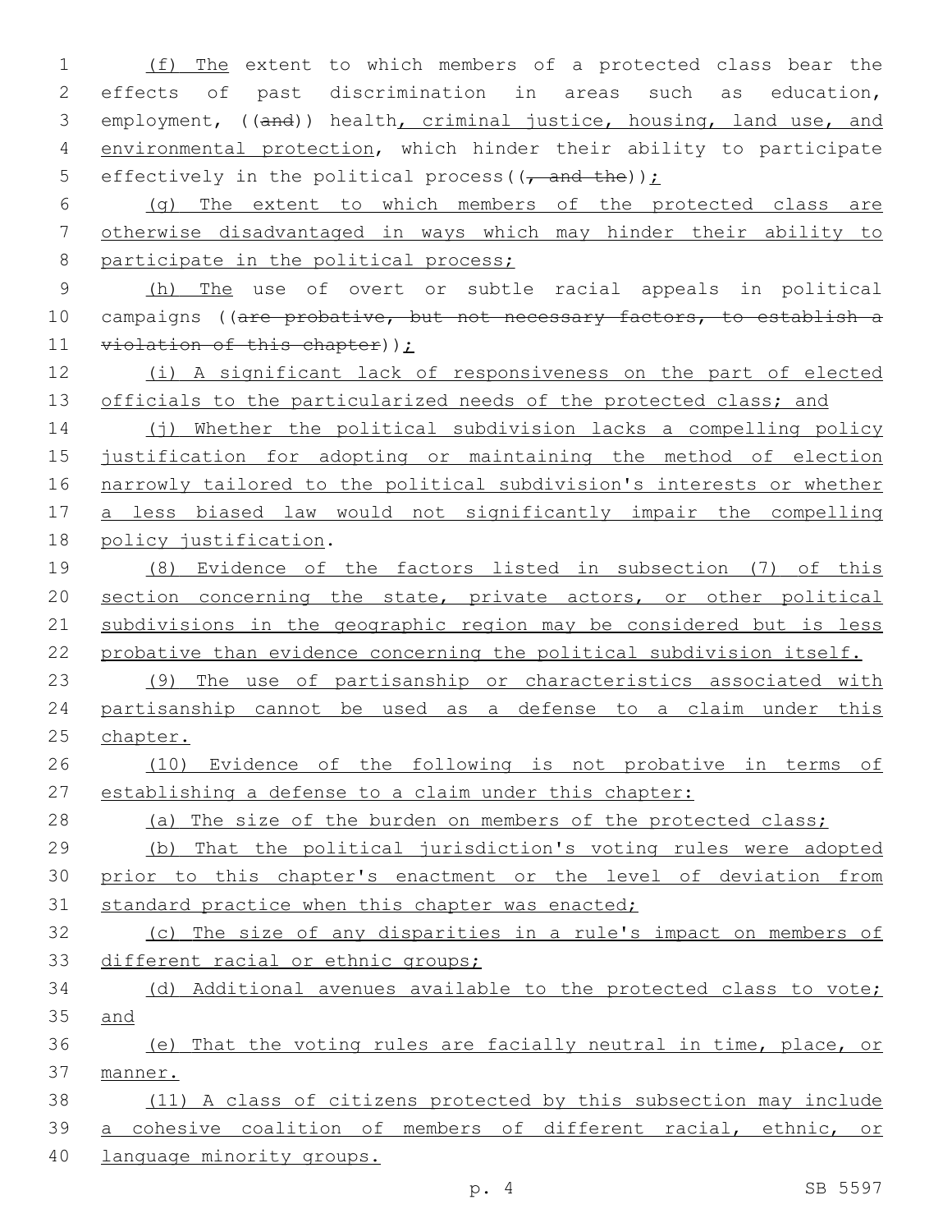(f) The extent to which members of a protected class bear the effects of past discrimination in areas such as education, employment, ((and)) health, criminal justice, housing, land use, and environmental protection, which hinder their ability to participate effectively in the political process((, and the));

(g) The extent to which members of the protected class are otherwise disadvantaged in ways which may hinder their ability to participate in the political process;

(h) The use of overt or subtle racial appeals in political campaigns ((are probative, but not necessary factors, to establish a violation of this chapter));

(i) A significant lack of responsiveness on the part of elected officials to the particularized needs of the protected class; and

(j) Whether the political subdivision lacks a compelling policy justification for adopting or maintaining the method of election narrowly tailored to the political subdivision's interests or whether a less biased law would not significantly impair the compelling policy justification.

(8) Evidence of the factors listed in subsection (7) of this section concerning the state, private actors, or other political subdivisions in the geographic region may be considered but is less probative than evidence concerning the political subdivision itself.

(9) The use of partisanship or characteristics associated with partisanship cannot be used as a defense to a claim under this chapter.

(10) Evidence of the following is not probative in terms of establishing a defense to a claim under this chapter:

(a) The size of the burden on members of the protected class;

(b) That the political jurisdiction's voting rules were adopted prior to this chapter's enactment or the level of deviation from standard practice when this chapter was enacted;

(c) The size of any disparities in a rule's impact on members of different racial or ethnic groups;

(d) Additional avenues available to the protected class to vote; and

(e) That the voting rules are facially neutral in time, place, or manner.

(11) A class of citizens protected by this subsection may include a cohesive coalition of members of different racial, ethnic, or language minority groups.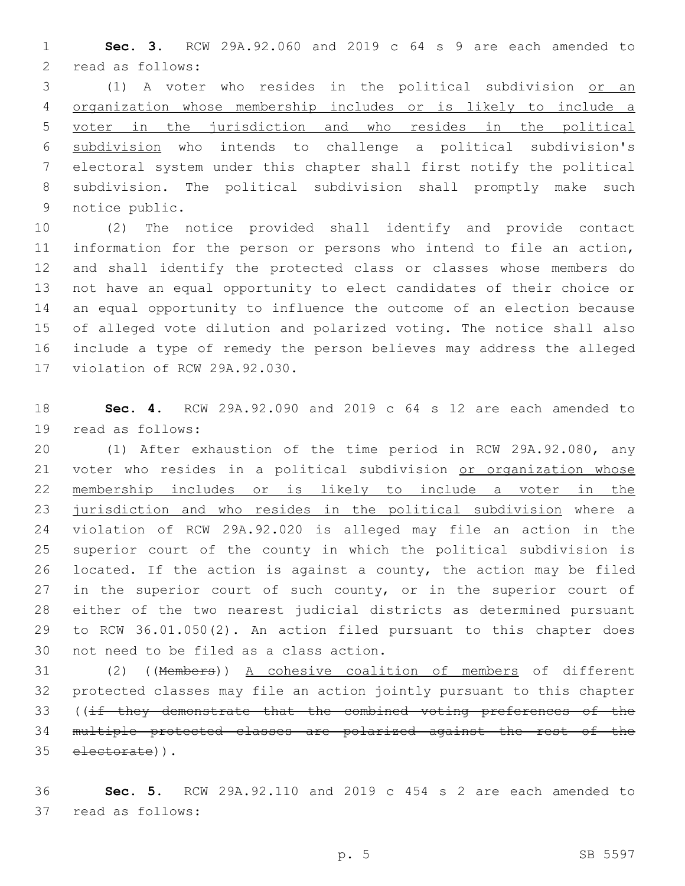**Sec. 3.** RCW 29A.92.060 and 2019 c 64 s 9 are each amended to read as follows:

(1) A voter who resides in the political subdivision <u>or an organization whose membership includes or is likely to include a voter in the jurisdiction and who resides in the political subdivision</u> who intends to challenge a political subdivision's electoral system under this chapter shall first notify the political subdivision. The political subdivision shall promptly make such notice public.

(2) The notice provided shall identify and provide contact information for the person or persons who intend to file an action, and shall identify the protected class or classes whose members do not have an equal opportunity to elect candidates of their choice or an equal opportunity to influence the outcome of an election because of alleged vote dilution and polarized voting. The notice shall also include a type of remedy the person believes may address the alleged violation of RCW 29A.92.030.

**Sec. 4.** RCW 29A.92.090 and 2019 c 64 s 12 are each amended to read as follows:

(1) After exhaustion of the time period in RCW 29A.92.080, any voter who resides in a political subdivision <u>or organization whose membership includes or is likely to include a voter in the jurisdiction and who resides in the political subdivision</u> where a violation of RCW 29A.92.020 is alleged may file an action in the superior court of the county in which the political subdivision is located. If the action is against a county, the action may be filed in the superior court of such county, or in the superior court of either of the two nearest judicial districts as determined pursuant to RCW 36.01.050(2). An action filed pursuant to this chapter does not need to be filed as a class action.

(2) ((~~Members~~)) <u>A cohesive coalition of members</u> of different protected classes may file an action jointly pursuant to this chapter ((~~if they demonstrate that the combined voting preferences of the multiple protected classes are polarized against the rest of the electorate~~)).

**Sec. 5.** RCW 29A.92.110 and 2019 c 454 s 2 are each amended to read as follows: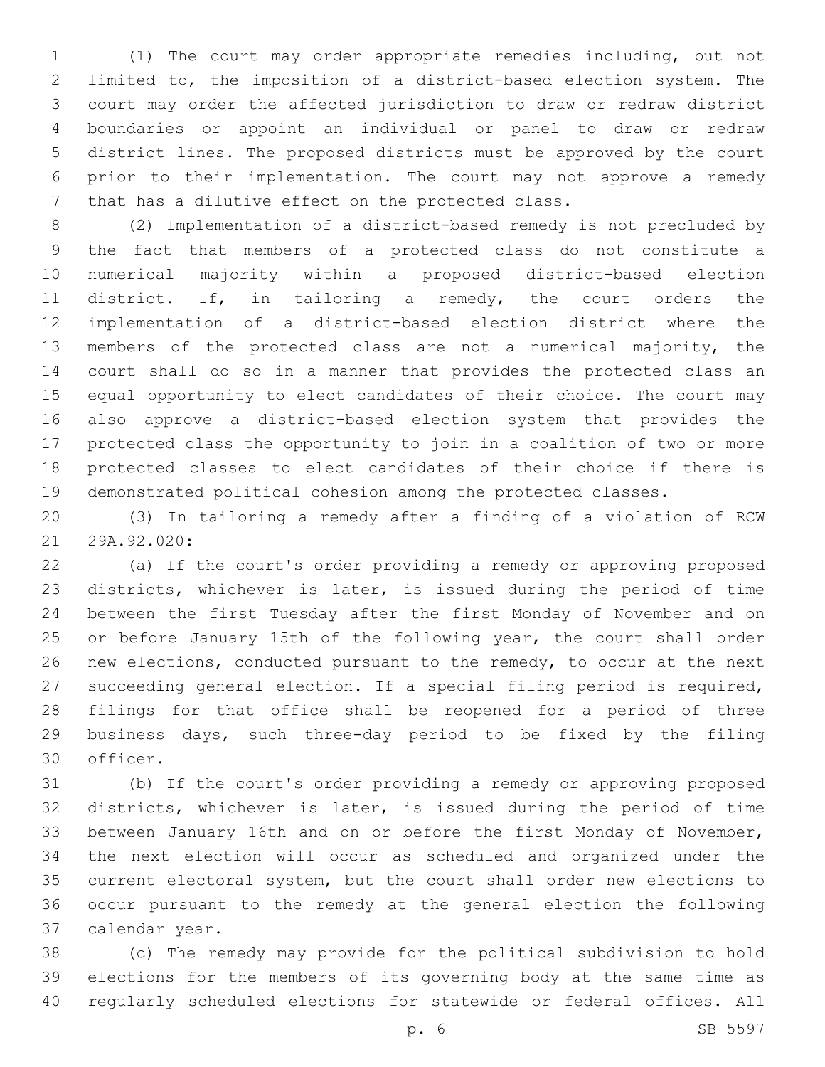(1) The court may order appropriate remedies including, but not limited to, the imposition of a district-based election system. The court may order the affected jurisdiction to draw or redraw district boundaries or appoint an individual or panel to draw or redraw district lines. The proposed districts must be approved by the court prior to their implementation. <u>The court may not approve a remedy that has a dilutive effect on the protected class.</u>

(2) Implementation of a district-based remedy is not precluded by the fact that members of a protected class do not constitute a numerical majority within a proposed district-based election district. If, in tailoring a remedy, the court orders the implementation of a district-based election district where the members of the protected class are not a numerical majority, the court shall do so in a manner that provides the protected class an equal opportunity to elect candidates of their choice. The court may also approve a district-based election system that provides the protected class the opportunity to join in a coalition of two or more protected classes to elect candidates of their choice if there is demonstrated political cohesion among the protected classes.

(3) In tailoring a remedy after a finding of a violation of RCW 29A.92.020:

(a) If the court's order providing a remedy or approving proposed districts, whichever is later, is issued during the period of time between the first Tuesday after the first Monday of November and on or before January 15th of the following year, the court shall order new elections, conducted pursuant to the remedy, to occur at the next succeeding general election. If a special filing period is required, filings for that office shall be reopened for a period of three business days, such three-day period to be fixed by the filing officer.

(b) If the court's order providing a remedy or approving proposed districts, whichever is later, is issued during the period of time between January 16th and on or before the first Monday of November, the next election will occur as scheduled and organized under the current electoral system, but the court shall order new elections to occur pursuant to the remedy at the general election the following calendar year.

(c) The remedy may provide for the political subdivision to hold elections for the members of its governing body at the same time as regularly scheduled elections for statewide or federal offices. All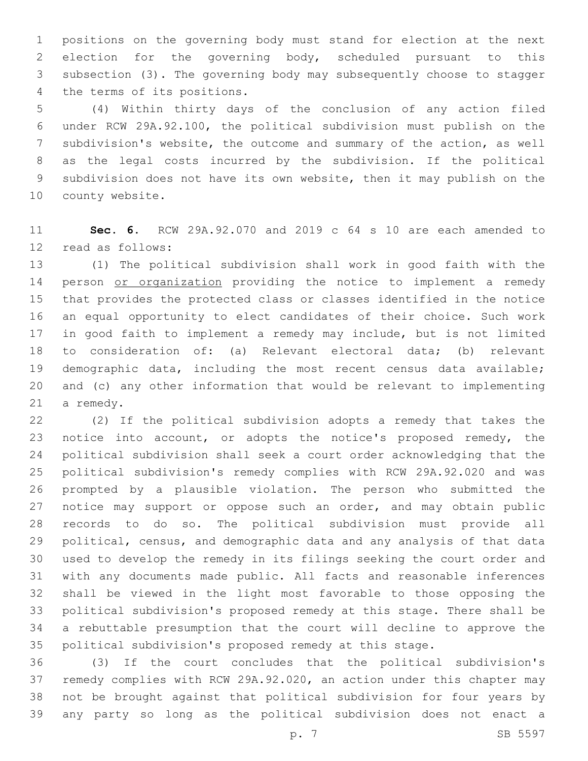positions on the governing body must stand for election at the next election for the governing body, scheduled pursuant to this subsection (3). The governing body may subsequently choose to stagger the terms of its positions.

(4) Within thirty days of the conclusion of any action filed under RCW 29A.92.100, the political subdivision must publish on the subdivision's website, the outcome and summary of the action, as well as the legal costs incurred by the subdivision. If the political subdivision does not have its own website, then it may publish on the county website.

**Sec. 6.** RCW 29A.92.070 and 2019 c 64 s 10 are each amended to read as follows:

(1) The political subdivision shall work in good faith with the person <u>or organization</u> providing the notice to implement a remedy that provides the protected class or classes identified in the notice an equal opportunity to elect candidates of their choice. Such work in good faith to implement a remedy may include, but is not limited to consideration of: (a) Relevant electoral data; (b) relevant demographic data, including the most recent census data available; and (c) any other information that would be relevant to implementing a remedy.

(2) If the political subdivision adopts a remedy that takes the notice into account, or adopts the notice's proposed remedy, the political subdivision shall seek a court order acknowledging that the political subdivision's remedy complies with RCW 29A.92.020 and was prompted by a plausible violation. The person who submitted the notice may support or oppose such an order, and may obtain public records to do so. The political subdivision must provide all political, census, and demographic data and any analysis of that data used to develop the remedy in its filings seeking the court order and with any documents made public. All facts and reasonable inferences shall be viewed in the light most favorable to those opposing the political subdivision's proposed remedy at this stage. There shall be a rebuttable presumption that the court will decline to approve the political subdivision's proposed remedy at this stage.

(3) If the court concludes that the political subdivision's remedy complies with RCW 29A.92.020, an action under this chapter may not be brought against that political subdivision for four years by any party so long as the political subdivision does not enact a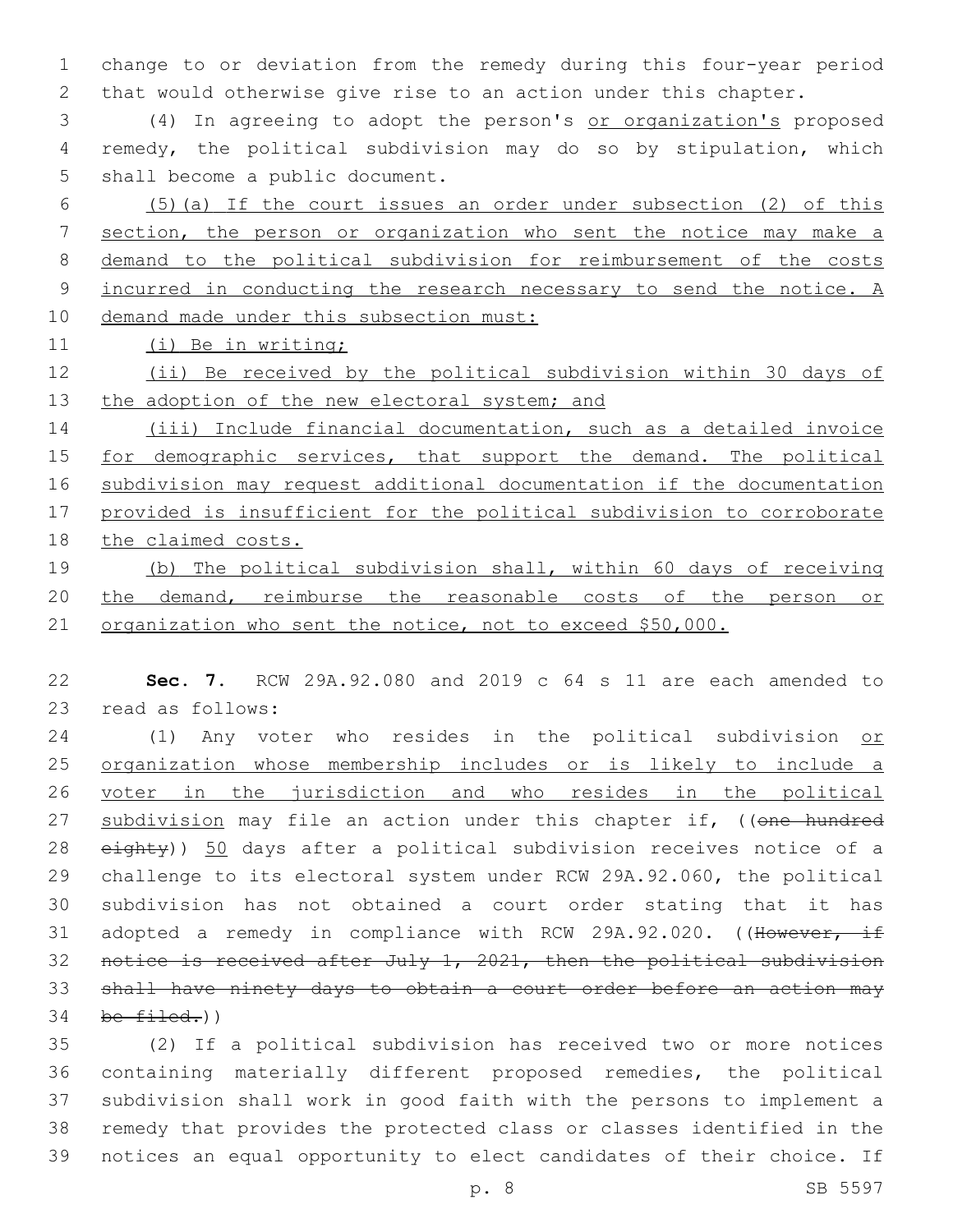change to or deviation from the remedy during this four-year period that would otherwise give rise to an action under this chapter.

(4) In agreeing to adopt the person's or organization's proposed remedy, the political subdivision may do so by stipulation, which shall become a public document.

(5)(a) If the court issues an order under subsection (2) of this section, the person or organization who sent the notice may make a demand to the political subdivision for reimbursement of the costs incurred in conducting the research necessary to send the notice. A demand made under this subsection must:

(i) Be in writing;

(ii) Be received by the political subdivision within 30 days of the adoption of the new electoral system; and

(iii) Include financial documentation, such as a detailed invoice for demographic services, that support the demand. The political subdivision may request additional documentation if the documentation provided is insufficient for the political subdivision to corroborate the claimed costs.

(b) The political subdivision shall, within 60 days of receiving the demand, reimburse the reasonable costs of the person or organization who sent the notice, not to exceed $50,000.

**Sec. 7.** RCW 29A.92.080 and 2019 c 64 s 11 are each amended to read as follows:

(1) Any voter who resides in the political subdivision or organization whose membership includes or is likely to include a voter in the jurisdiction and who resides in the political subdivision may file an action under this chapter if, ((~~one hundred eighty~~)) 50 days after a political subdivision receives notice of a challenge to its electoral system under RCW 29A.92.060, the political subdivision has not obtained a court order stating that it has adopted a remedy in compliance with RCW 29A.92.020. ((~~However, if notice is received after July 1, 2021, then the political subdivision shall have ninety days to obtain a court order before an action may be filed.~~))

(2) If a political subdivision has received two or more notices containing materially different proposed remedies, the political subdivision shall work in good faith with the persons to implement a remedy that provides the protected class or classes identified in the notices an equal opportunity to elect candidates of their choice. If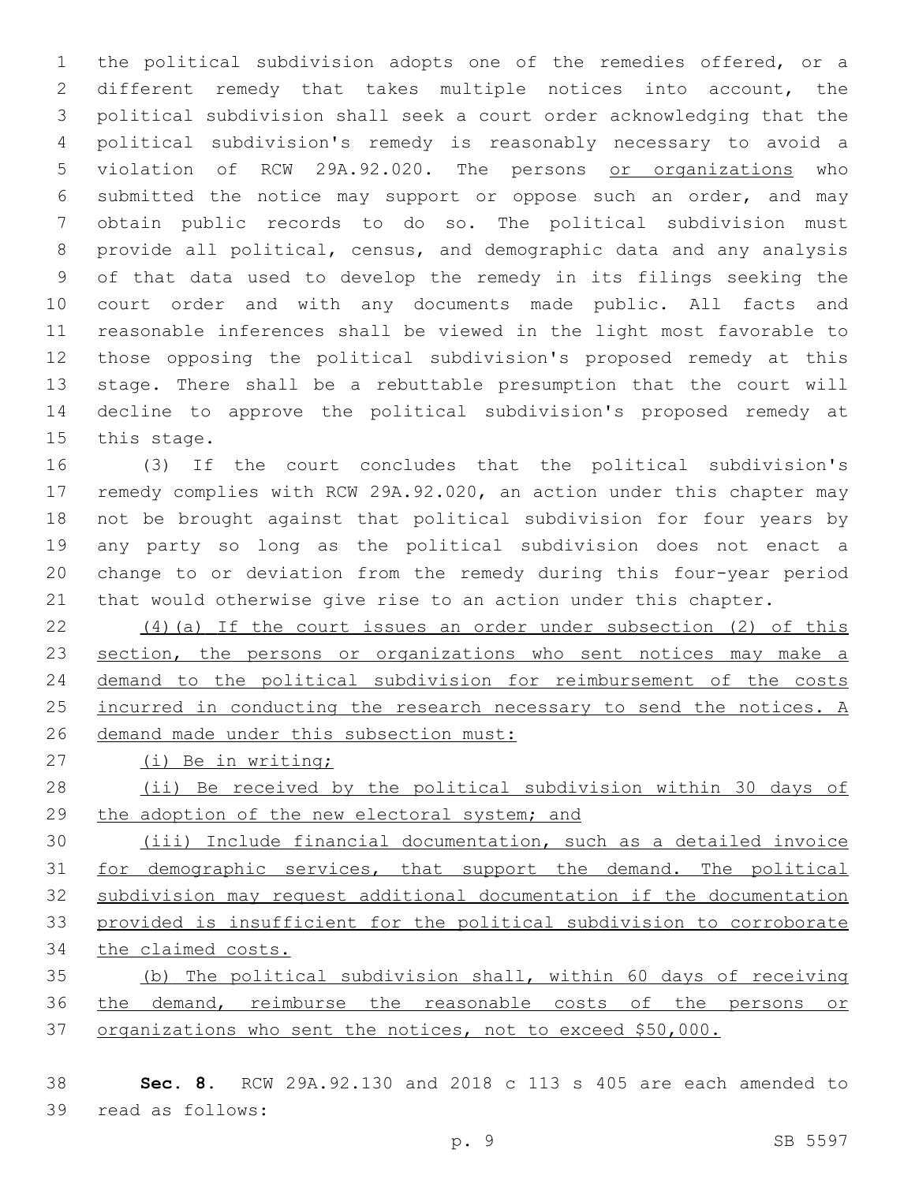the political subdivision adopts one of the remedies offered, or a different remedy that takes multiple notices into account, the political subdivision shall seek a court order acknowledging that the political subdivision's remedy is reasonably necessary to avoid a violation of RCW 29A.92.020. The persons or organizations who submitted the notice may support or oppose such an order, and may obtain public records to do so. The political subdivision must provide all political, census, and demographic data and any analysis of that data used to develop the remedy in its filings seeking the court order and with any documents made public. All facts and reasonable inferences shall be viewed in the light most favorable to those opposing the political subdivision's proposed remedy at this stage. There shall be a rebuttable presumption that the court will decline to approve the political subdivision's proposed remedy at this stage.

(3) If the court concludes that the political subdivision's remedy complies with RCW 29A.92.020, an action under this chapter may not be brought against that political subdivision for four years by any party so long as the political subdivision does not enact a change to or deviation from the remedy during this four-year period that would otherwise give rise to an action under this chapter.

(4)(a) If the court issues an order under subsection (2) of this section, the persons or organizations who sent notices may make a demand to the political subdivision for reimbursement of the costs incurred in conducting the research necessary to send the notices. A demand made under this subsection must:

(i) Be in writing;

(ii) Be received by the political subdivision within 30 days of the adoption of the new electoral system; and

(iii) Include financial documentation, such as a detailed invoice for demographic services, that support the demand. The political subdivision may request additional documentation if the documentation provided is insufficient for the political subdivision to corroborate the claimed costs.

(b) The political subdivision shall, within 60 days of receiving the demand, reimburse the reasonable costs of the persons or organizations who sent the notices, not to exceed $50,000.

**Sec. 8.** RCW 29A.92.130 and 2018 c 113 s 405 are each amended to read as follows: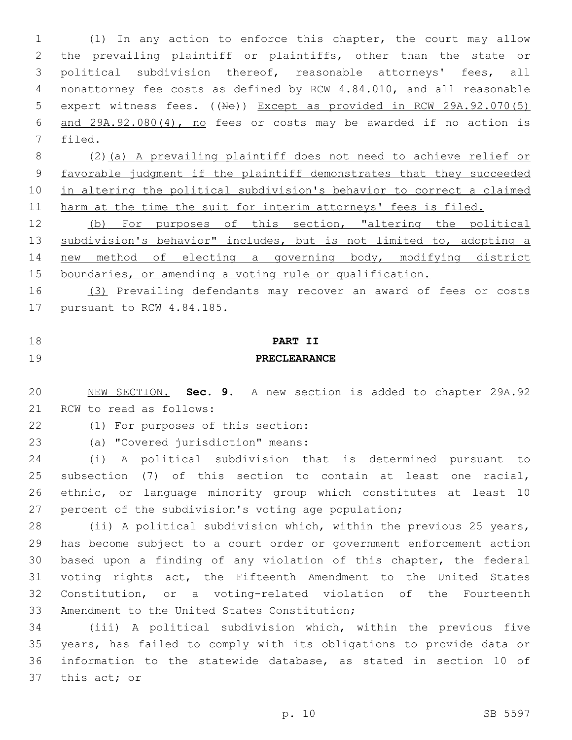(1) In any action to enforce this chapter, the court may allow the prevailing plaintiff or plaintiffs, other than the state or political subdivision thereof, reasonable attorneys' fees, all nonattorney fee costs as defined by RCW 4.84.010, and all reasonable expert witness fees. ((~~No~~)) <u>Except as provided in RCW 29A.92.070(5) and 29A.92.080(4), no</u> fees or costs may be awarded if no action is filed.

(2)<u>(a) A prevailing plaintiff does not need to achieve relief or favorable judgment if the plaintiff demonstrates that they succeeded in altering the political subdivision's behavior to correct a claimed harm at the time the suit for interim attorneys' fees is filed.</u>

<u>(b) For purposes of this section, "altering the political subdivision's behavior" includes, but is not limited to, adopting a new method of electing a governing body, modifying district boundaries, or amending a voting rule or qualification.</u>

<u>(3)</u> Prevailing defendants may recover an award of fees or costs pursuant to RCW 4.84.185.

## PART II
## PRECLEARANCE

<u>NEW SECTION.</u> **Sec. 9.** A new section is added to chapter 29A.92 RCW to read as follows:

(1) For purposes of this section:

(a) "Covered jurisdiction" means:

(i) A political subdivision that is determined pursuant to subsection (7) of this section to contain at least one racial, ethnic, or language minority group which constitutes at least 10 percent of the subdivision's voting age population;

(ii) A political subdivision which, within the previous 25 years, has become subject to a court order or government enforcement action based upon a finding of any violation of this chapter, the federal voting rights act, the Fifteenth Amendment to the United States Constitution, or a voting-related violation of the Fourteenth Amendment to the United States Constitution;

(iii) A political subdivision which, within the previous five years, has failed to comply with its obligations to provide data or information to the statewide database, as stated in section 10 of this act; or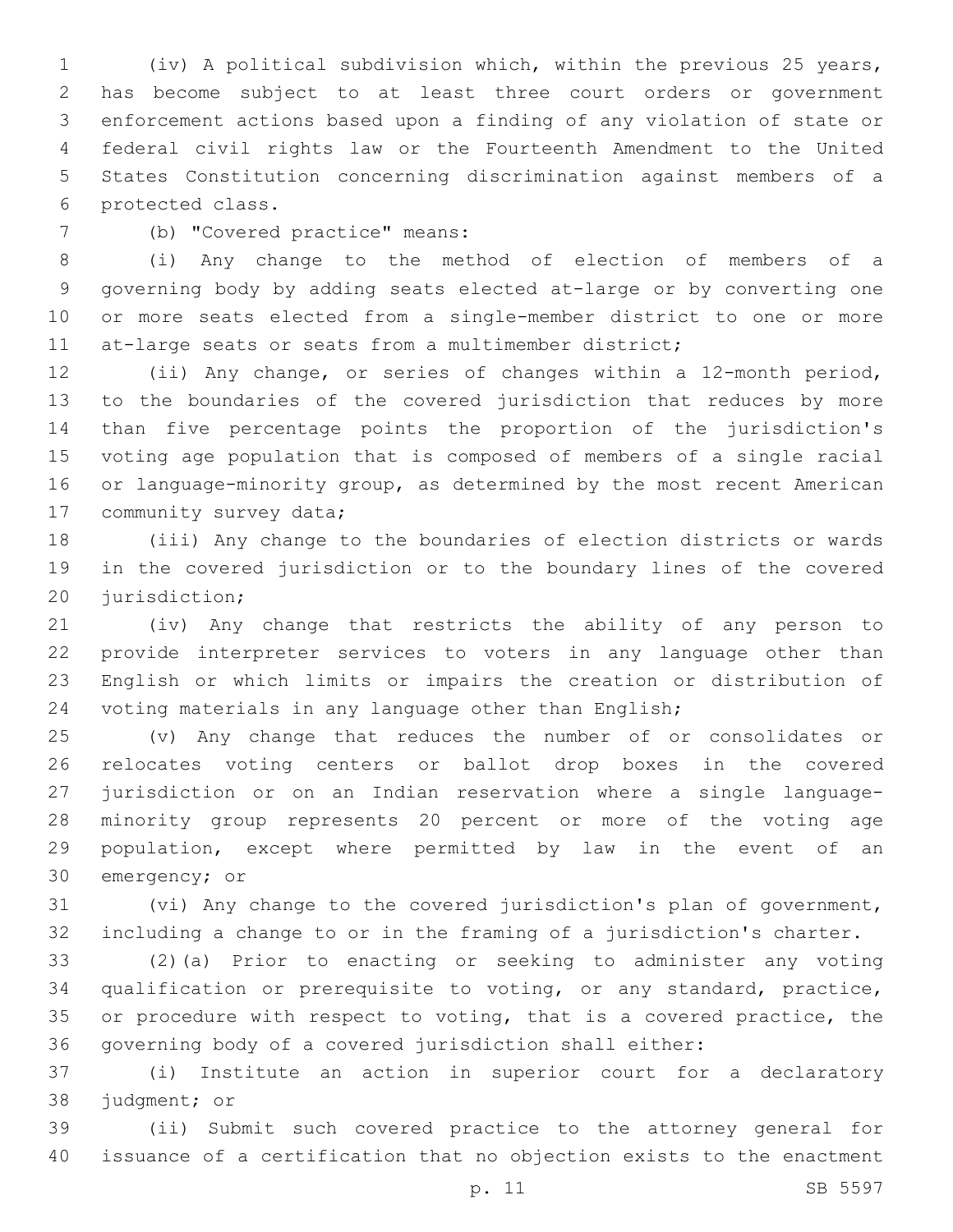(iv) A political subdivision which, within the previous 25 years, has become subject to at least three court orders or government enforcement actions based upon a finding of any violation of state or federal civil rights law or the Fourteenth Amendment to the United States Constitution concerning discrimination against members of a protected class.

(b) "Covered practice" means:

(i) Any change to the method of election of members of a governing body by adding seats elected at-large or by converting one or more seats elected from a single-member district to one or more at-large seats or seats from a multimember district;

(ii) Any change, or series of changes within a 12-month period, to the boundaries of the covered jurisdiction that reduces by more than five percentage points the proportion of the jurisdiction's voting age population that is composed of members of a single racial or language-minority group, as determined by the most recent American community survey data;

(iii) Any change to the boundaries of election districts or wards in the covered jurisdiction or to the boundary lines of the covered jurisdiction;

(iv) Any change that restricts the ability of any person to provide interpreter services to voters in any language other than English or which limits or impairs the creation or distribution of voting materials in any language other than English;

(v) Any change that reduces the number of or consolidates or relocates voting centers or ballot drop boxes in the covered jurisdiction or on an Indian reservation where a single language-minority group represents 20 percent or more of the voting age population, except where permitted by law in the event of an emergency; or

(vi) Any change to the covered jurisdiction's plan of government, including a change to or in the framing of a jurisdiction's charter.

(2)(a) Prior to enacting or seeking to administer any voting qualification or prerequisite to voting, or any standard, practice, or procedure with respect to voting, that is a covered practice, the governing body of a covered jurisdiction shall either:

(i) Institute an action in superior court for a declaratory judgment; or

(ii) Submit such covered practice to the attorney general for issuance of a certification that no objection exists to the enactment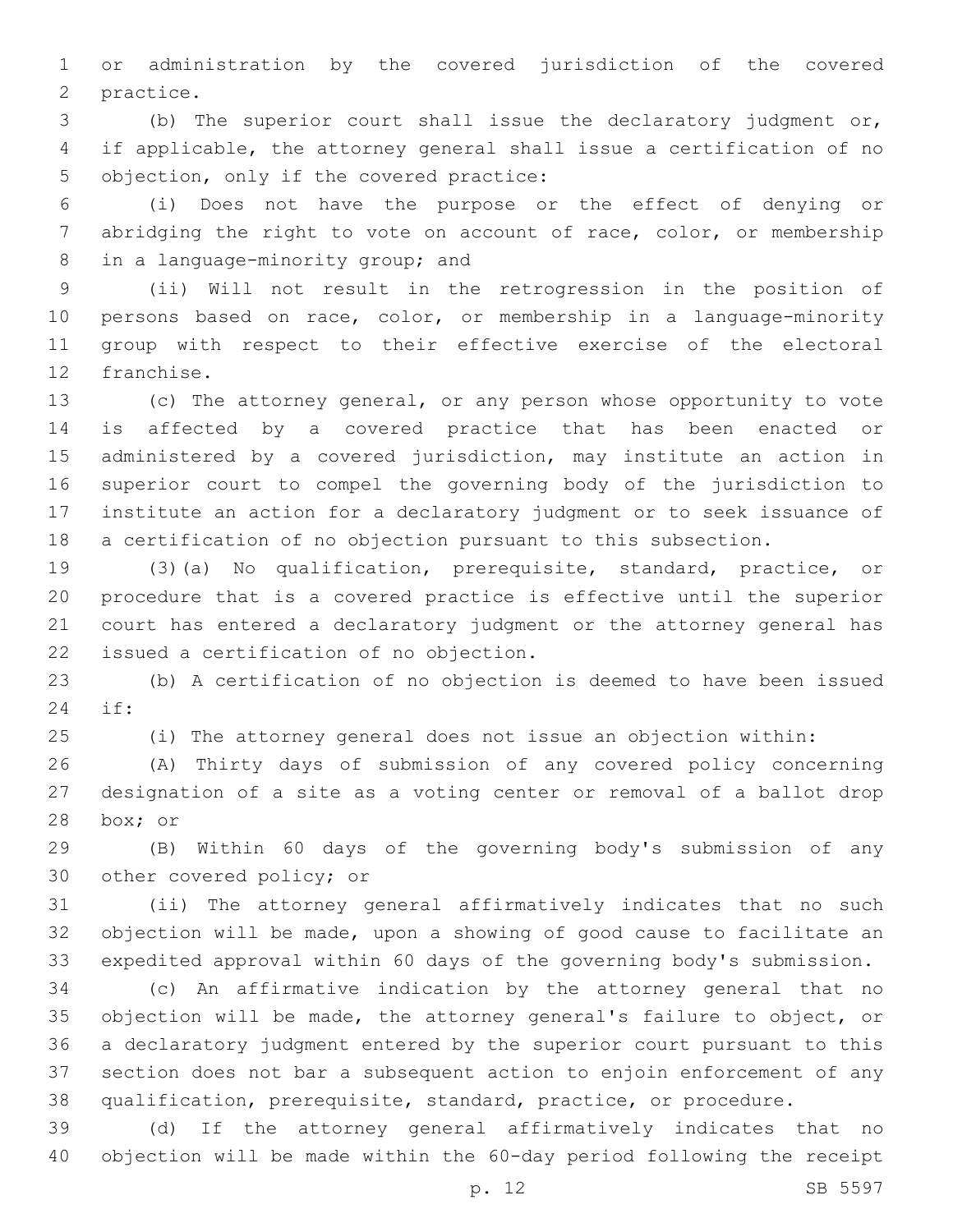or administration by the covered jurisdiction of the covered practice.

(b) The superior court shall issue the declaratory judgment or, if applicable, the attorney general shall issue a certification of no objection, only if the covered practice:

(i) Does not have the purpose or the effect of denying or abridging the right to vote on account of race, color, or membership in a language-minority group; and

(ii) Will not result in the retrogression in the position of persons based on race, color, or membership in a language-minority group with respect to their effective exercise of the electoral franchise.

(c) The attorney general, or any person whose opportunity to vote is affected by a covered practice that has been enacted or administered by a covered jurisdiction, may institute an action in superior court to compel the governing body of the jurisdiction to institute an action for a declaratory judgment or to seek issuance of a certification of no objection pursuant to this subsection.

(3)(a) No qualification, prerequisite, standard, practice, or procedure that is a covered practice is effective until the superior court has entered a declaratory judgment or the attorney general has issued a certification of no objection.

(b) A certification of no objection is deemed to have been issued if:

(i) The attorney general does not issue an objection within:

(A) Thirty days of submission of any covered policy concerning designation of a site as a voting center or removal of a ballot drop box; or

(B) Within 60 days of the governing body's submission of any other covered policy; or

(ii) The attorney general affirmatively indicates that no such objection will be made, upon a showing of good cause to facilitate an expedited approval within 60 days of the governing body's submission.

(c) An affirmative indication by the attorney general that no objection will be made, the attorney general's failure to object, or a declaratory judgment entered by the superior court pursuant to this section does not bar a subsequent action to enjoin enforcement of any qualification, prerequisite, standard, practice, or procedure.

(d) If the attorney general affirmatively indicates that no objection will be made within the 60-day period following the receipt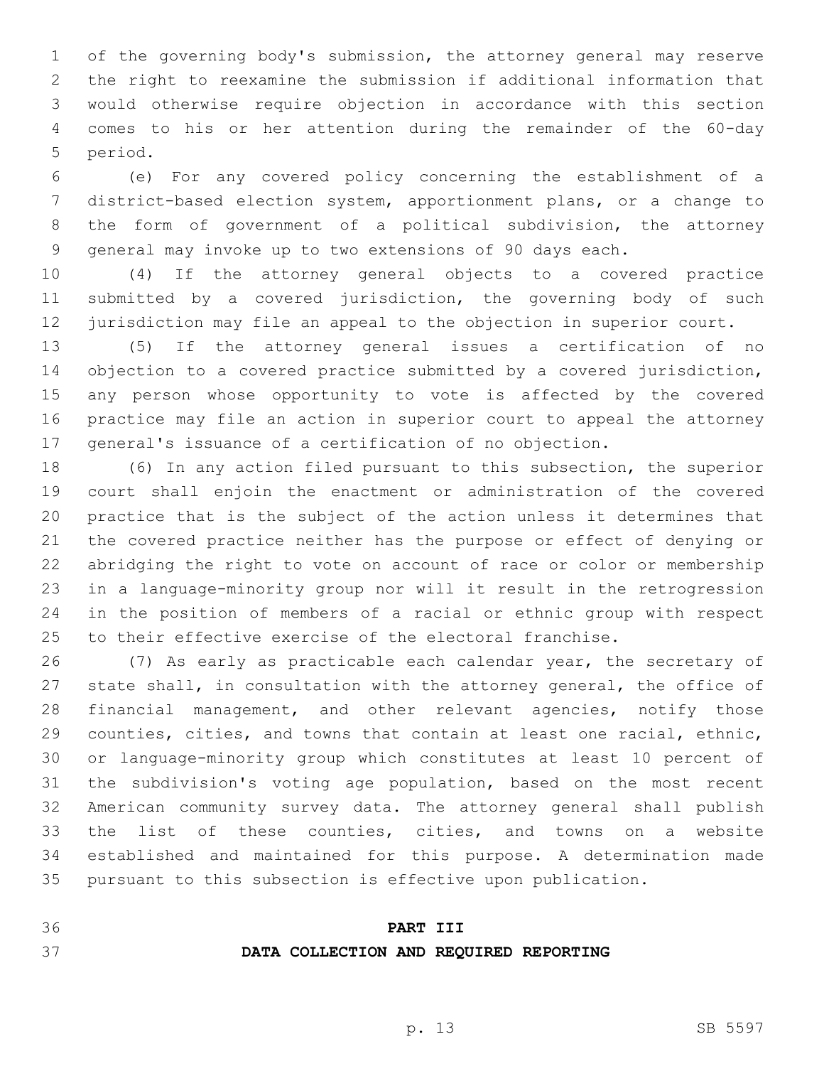of the governing body's submission, the attorney general may reserve the right to reexamine the submission if additional information that would otherwise require objection in accordance with this section comes to his or her attention during the remainder of the 60-day period.

(e) For any covered policy concerning the establishment of a district-based election system, apportionment plans, or a change to the form of government of a political subdivision, the attorney general may invoke up to two extensions of 90 days each.

(4) If the attorney general objects to a covered practice submitted by a covered jurisdiction, the governing body of such jurisdiction may file an appeal to the objection in superior court.

(5) If the attorney general issues a certification of no objection to a covered practice submitted by a covered jurisdiction, any person whose opportunity to vote is affected by the covered practice may file an action in superior court to appeal the attorney general's issuance of a certification of no objection.

(6) In any action filed pursuant to this subsection, the superior court shall enjoin the enactment or administration of the covered practice that is the subject of the action unless it determines that the covered practice neither has the purpose or effect of denying or abridging the right to vote on account of race or color or membership in a language-minority group nor will it result in the retrogression in the position of members of a racial or ethnic group with respect to their effective exercise of the electoral franchise.

(7) As early as practicable each calendar year, the secretary of state shall, in consultation with the attorney general, the office of financial management, and other relevant agencies, notify those counties, cities, and towns that contain at least one racial, ethnic, or language-minority group which constitutes at least 10 percent of the subdivision's voting age population, based on the most recent American community survey data. The attorney general shall publish the list of these counties, cities, and towns on a website established and maintained for this purpose. A determination made pursuant to this subsection is effective upon publication.

## PART III
## DATA COLLECTION AND REQUIRED REPORTING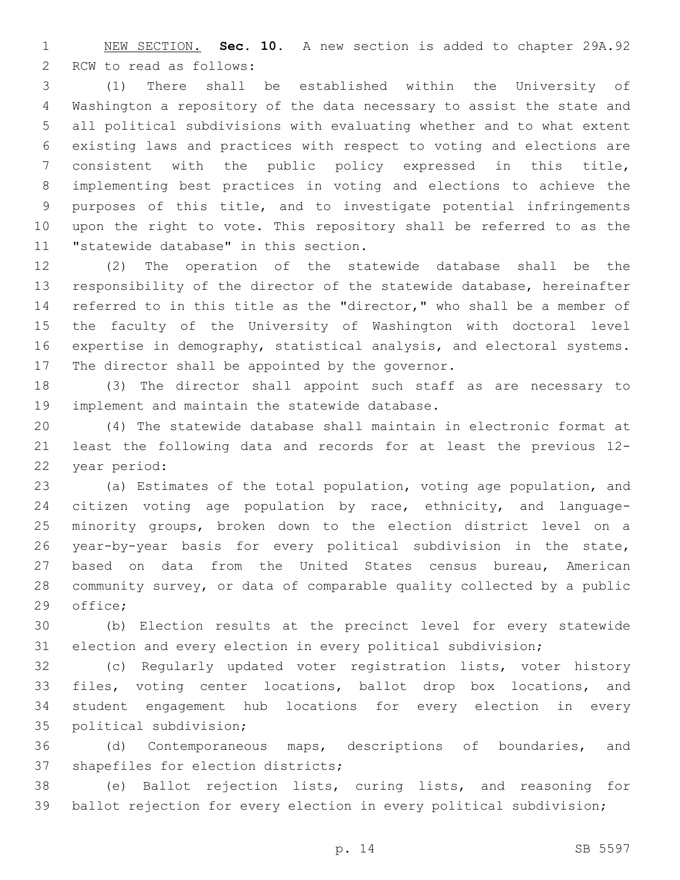NEW SECTION. **Sec. 10.** A new section is added to chapter 29A.92 RCW to read as follows:

(1) There shall be established within the University of Washington a repository of the data necessary to assist the state and all political subdivisions with evaluating whether and to what extent existing laws and practices with respect to voting and elections are consistent with the public policy expressed in this title, implementing best practices in voting and elections to achieve the purposes of this title, and to investigate potential infringements upon the right to vote. This repository shall be referred to as the "statewide database" in this section.

(2) The operation of the statewide database shall be the responsibility of the director of the statewide database, hereinafter referred to in this title as the "director," who shall be a member of the faculty of the University of Washington with doctoral level expertise in demography, statistical analysis, and electoral systems. The director shall be appointed by the governor.

(3) The director shall appoint such staff as are necessary to implement and maintain the statewide database.

(4) The statewide database shall maintain in electronic format at least the following data and records for at least the previous 12-year period:

(a) Estimates of the total population, voting age population, and citizen voting age population by race, ethnicity, and language-minority groups, broken down to the election district level on a year-by-year basis for every political subdivision in the state, based on data from the United States census bureau, American community survey, or data of comparable quality collected by a public office;

(b) Election results at the precinct level for every statewide election and every election in every political subdivision;

(c) Regularly updated voter registration lists, voter history files, voting center locations, ballot drop box locations, and student engagement hub locations for every election in every political subdivision;

(d) Contemporaneous maps, descriptions of boundaries, and shapefiles for election districts;

(e) Ballot rejection lists, curing lists, and reasoning for ballot rejection for every election in every political subdivision;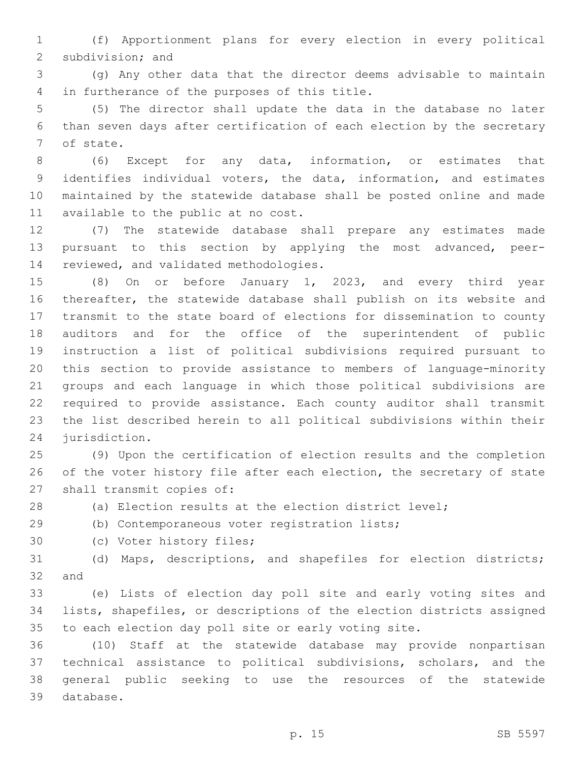(f) Apportionment plans for every election in every political subdivision; and

(g) Any other data that the director deems advisable to maintain in furtherance of the purposes of this title.

(5) The director shall update the data in the database no later than seven days after certification of each election by the secretary of state.

(6) Except for any data, information, or estimates that identifies individual voters, the data, information, and estimates maintained by the statewide database shall be posted online and made available to the public at no cost.

(7) The statewide database shall prepare any estimates made pursuant to this section by applying the most advanced, peer-reviewed, and validated methodologies.

(8) On or before January 1, 2023, and every third year thereafter, the statewide database shall publish on its website and transmit to the state board of elections for dissemination to county auditors and for the office of the superintendent of public instruction a list of political subdivisions required pursuant to this section to provide assistance to members of language-minority groups and each language in which those political subdivisions are required to provide assistance. Each county auditor shall transmit the list described herein to all political subdivisions within their jurisdiction.

(9) Upon the certification of election results and the completion of the voter history file after each election, the secretary of state shall transmit copies of:

(a) Election results at the election district level;

(b) Contemporaneous voter registration lists;

(c) Voter history files;

(d) Maps, descriptions, and shapefiles for election districts; and

(e) Lists of election day poll site and early voting sites and lists, shapefiles, or descriptions of the election districts assigned to each election day poll site or early voting site.

(10) Staff at the statewide database may provide nonpartisan technical assistance to political subdivisions, scholars, and the general public seeking to use the resources of the statewide database.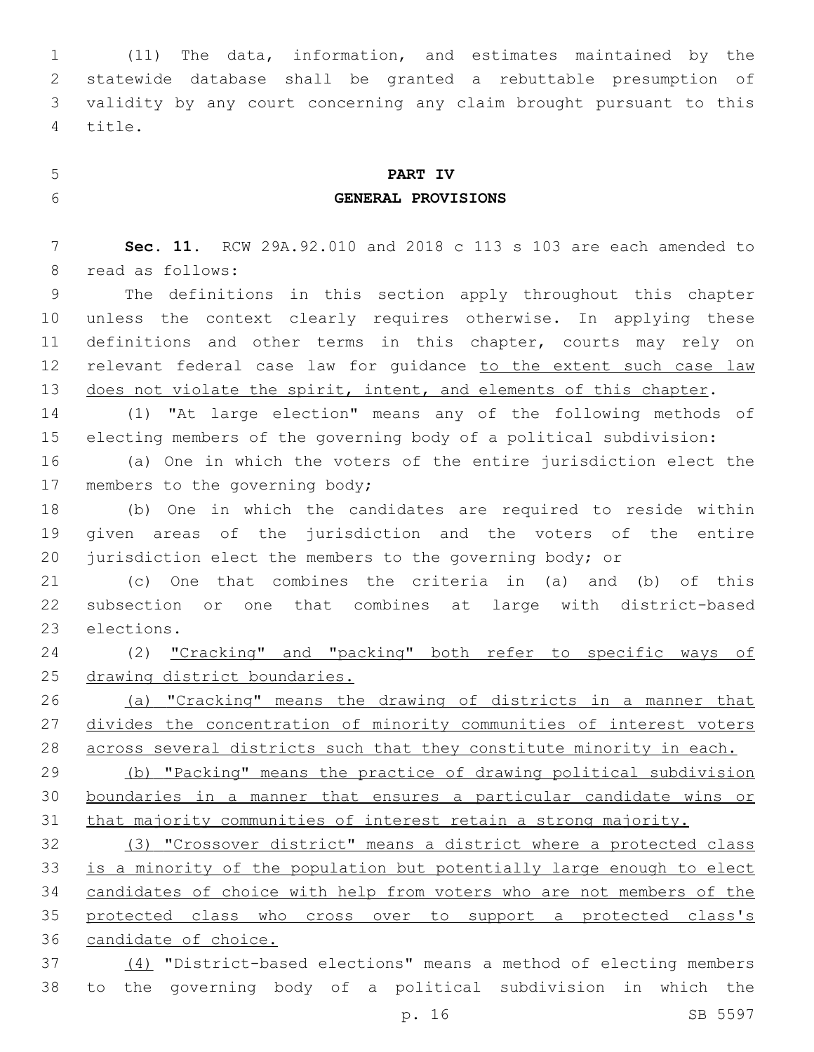(11) The data, information, and estimates maintained by the statewide database shall be granted a rebuttable presumption of validity by any court concerning any claim brought pursuant to this title.

## PART IV
## GENERAL PROVISIONS

**Sec. 11.** RCW 29A.92.010 and 2018 c 113 s 103 are each amended to read as follows:

The definitions in this section apply throughout this chapter unless the context clearly requires otherwise. In applying these definitions and other terms in this chapter, courts may rely on relevant federal case law for guidance <u>to the extent such case law does not violate the spirit, intent, and elements of this chapter</u>.

(1) "At large election" means any of the following methods of electing members of the governing body of a political subdivision:

(a) One in which the voters of the entire jurisdiction elect the members to the governing body;

(b) One in which the candidates are required to reside within given areas of the jurisdiction and the voters of the entire jurisdiction elect the members to the governing body; or

(c) One that combines the criteria in (a) and (b) of this subsection or one that combines at large with district-based elections.

(2) <u>"Cracking" and "packing" both refer to specific ways of drawing district boundaries.</u>

<u>(a) "Cracking" means the drawing of districts in a manner that divides the concentration of minority communities of interest voters across several districts such that they constitute minority in each.</u>

<u>(b) "Packing" means the practice of drawing political subdivision boundaries in a manner that ensures a particular candidate wins or that majority communities of interest retain a strong majority.</u>

<u>(3) "Crossover district" means a district where a protected class is a minority of the population but potentially large enough to elect candidates of choice with help from voters who are not members of the protected class who cross over to support a protected class's candidate of choice.</u>

<u>(4)</u> "District-based elections" means a method of electing members to the governing body of a political subdivision in which the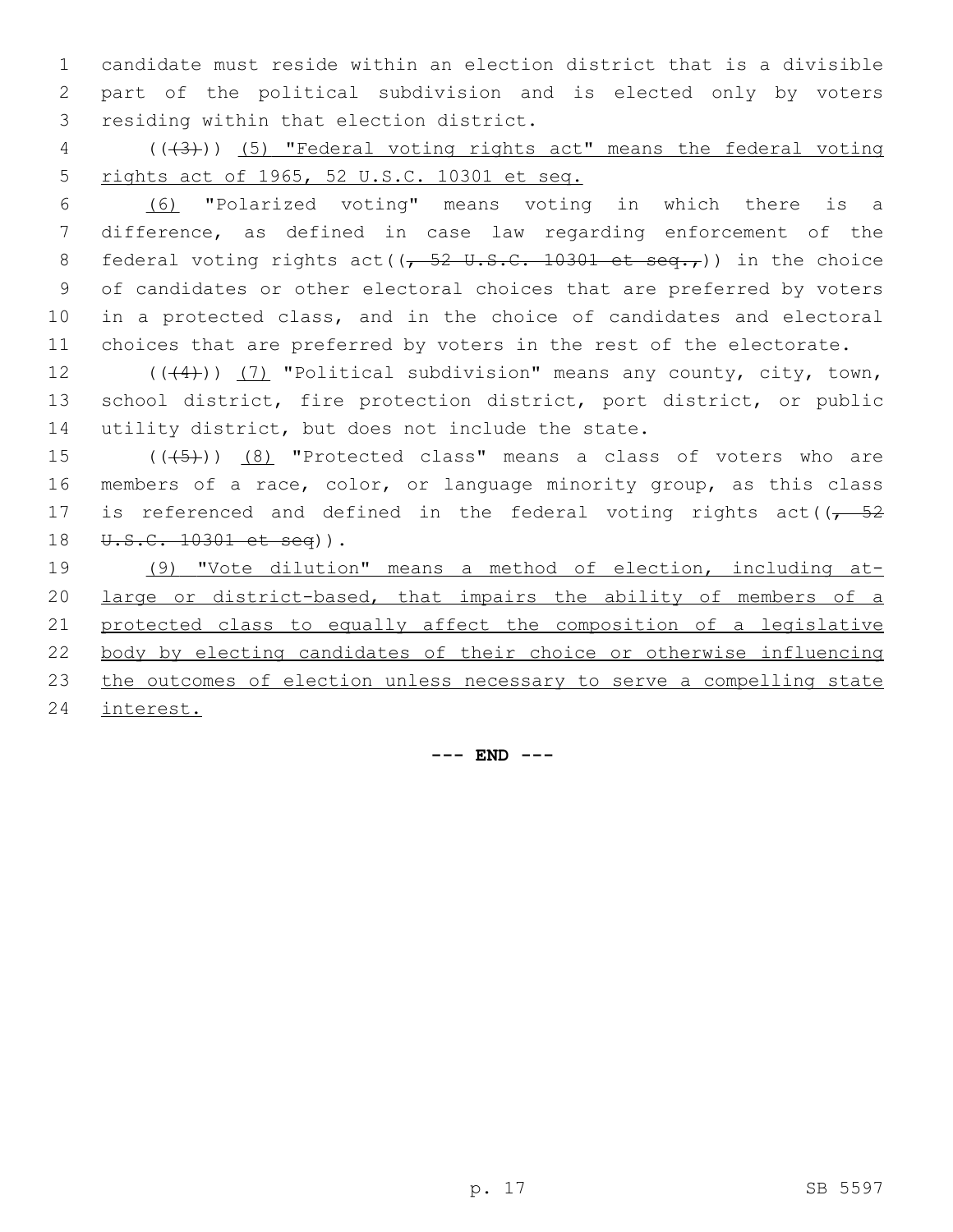candidate must reside within an election district that is a divisible part of the political subdivision and is elected only by voters residing within that election district.

((~~(3)~~)) (5) "Federal voting rights act" means the federal voting rights act of 1965, 52 U.S.C. 10301 et seq.

(6) "Polarized voting" means voting in which there is a difference, as defined in case law regarding enforcement of the federal voting rights act((~~, 52 U.S.C. 10301 et seq.,~~)) in the choice of candidates or other electoral choices that are preferred by voters in a protected class, and in the choice of candidates and electoral choices that are preferred by voters in the rest of the electorate.

((~~(4)~~)) (7) "Political subdivision" means any county, city, town, school district, fire protection district, port district, or public utility district, but does not include the state.

((~~(5)~~)) (8) "Protected class" means a class of voters who are members of a race, color, or language minority group, as this class is referenced and defined in the federal voting rights act((~~, 52 U.S.C. 10301 et seq~~)).

(9) "Vote dilution" means a method of election, including at-large or district-based, that impairs the ability of members of a protected class to equally affect the composition of a legislative body by electing candidates of their choice or otherwise influencing the outcomes of election unless necessary to serve a compelling state interest.

**--- END ---**